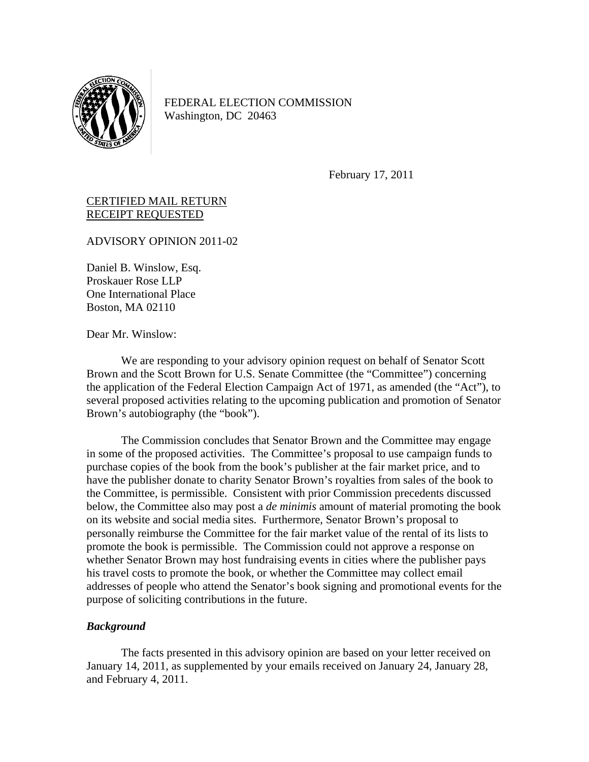FEDERAL ELECTION COMMISSION
Washington, DC 20463

February 17, 2011

CERTIFIED MAIL RETURN
RECEIPT REQUESTED

ADVISORY OPINION 2011-02

Daniel B. Winslow, Esq.
Proskauer Rose LLP
One International Place
Boston, MA 02110

Dear Mr. Winslow:

We are responding to your advisory opinion request on behalf of Senator Scott Brown and the Scott Brown for U.S. Senate Committee (the "Committee") concerning the application of the Federal Election Campaign Act of 1971, as amended (the "Act"), to several proposed activities relating to the upcoming publication and promotion of Senator Brown's autobiography (the "book").

The Commission concludes that Senator Brown and the Committee may engage in some of the proposed activities. The Committee's proposal to use campaign funds to purchase copies of the book from the book's publisher at the fair market price, and to have the publisher donate to charity Senator Brown's royalties from sales of the book to the Committee, is permissible. Consistent with prior Commission precedents discussed below, the Committee also may post a *de minimis* amount of material promoting the book on its website and social media sites. Furthermore, Senator Brown's proposal to personally reimburse the Committee for the fair market value of the rental of its lists to promote the book is permissible. The Commission could not approve a response on whether Senator Brown may host fundraising events in cities where the publisher pays his travel costs to promote the book, or whether the Committee may collect email addresses of people who attend the Senator's book signing and promotional events for the purpose of soliciting contributions in the future.

### *Background*

The facts presented in this advisory opinion are based on your letter received on January 14, 2011, as supplemented by your emails received on January 24, January 28, and February 4, 2011.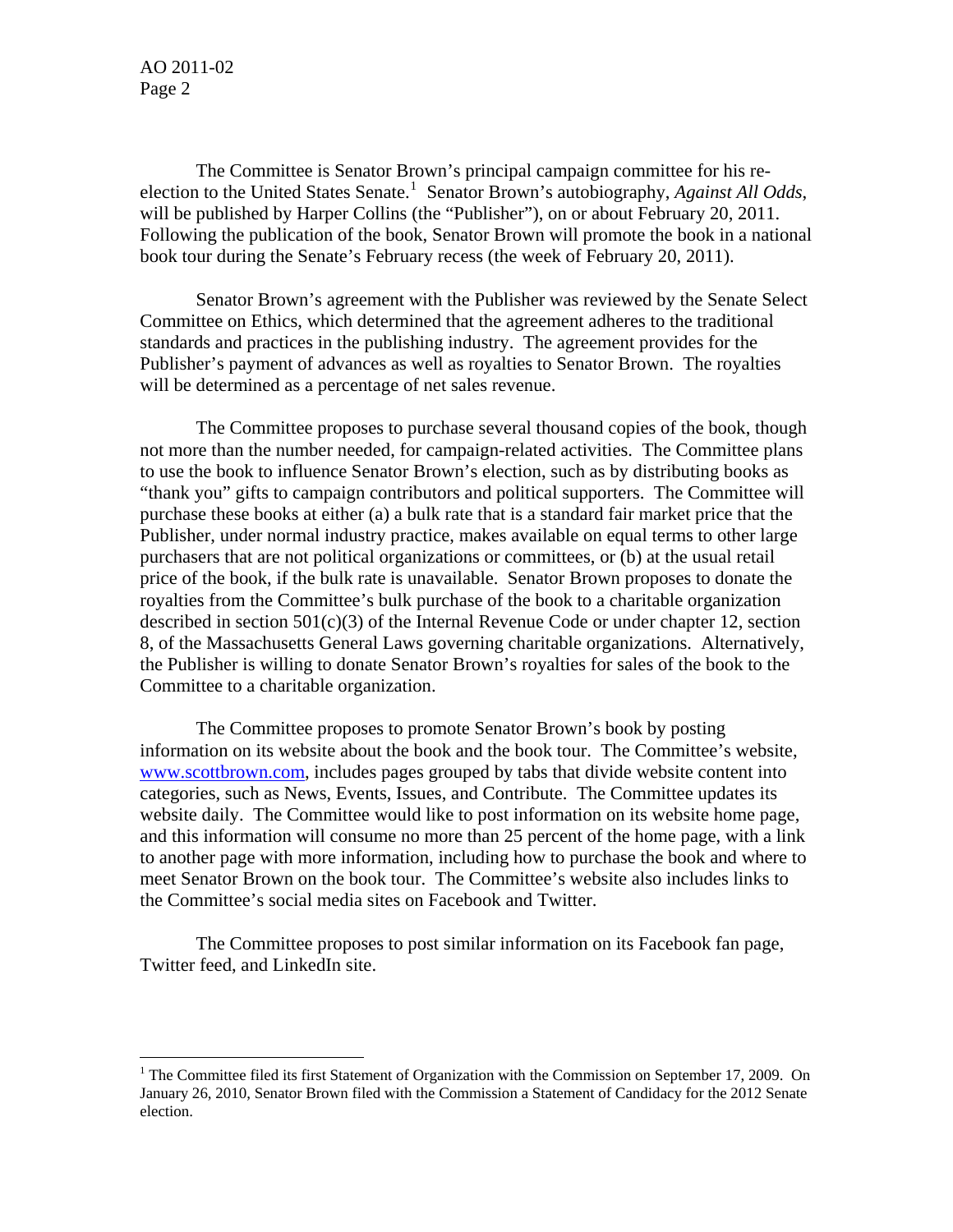The Committee is Senator Brown's principal campaign committee for his re-election to the United States Senate.[1] Senator Brown's autobiography, *Against All Odds*, will be published by Harper Collins (the "Publisher"), on or about February 20, 2011. Following the publication of the book, Senator Brown will promote the book in a national book tour during the Senate's February recess (the week of February 20, 2011).

Senator Brown's agreement with the Publisher was reviewed by the Senate Select Committee on Ethics, which determined that the agreement adheres to the traditional standards and practices in the publishing industry. The agreement provides for the Publisher's payment of advances as well as royalties to Senator Brown. The royalties will be determined as a percentage of net sales revenue.

The Committee proposes to purchase several thousand copies of the book, though not more than the number needed, for campaign-related activities. The Committee plans to use the book to influence Senator Brown's election, such as by distributing books as "thank you" gifts to campaign contributors and political supporters. The Committee will purchase these books at either (a) a bulk rate that is a standard fair market price that the Publisher, under normal industry practice, makes available on equal terms to other large purchasers that are not political organizations or committees, or (b) at the usual retail price of the book, if the bulk rate is unavailable. Senator Brown proposes to donate the royalties from the Committee's bulk purchase of the book to a charitable organization described in section 501(c)(3) of the Internal Revenue Code or under chapter 12, section 8, of the Massachusetts General Laws governing charitable organizations. Alternatively, the Publisher is willing to donate Senator Brown's royalties for sales of the book to the Committee to a charitable organization.

The Committee proposes to promote Senator Brown's book by posting information on its website about the book and the book tour. The Committee's website, www.scottbrown.com, includes pages grouped by tabs that divide website content into categories, such as News, Events, Issues, and Contribute. The Committee updates its website daily. The Committee would like to post information on its website home page, and this information will consume no more than 25 percent of the home page, with a link to another page with more information, including how to purchase the book and where to meet Senator Brown on the book tour. The Committee's website also includes links to the Committee's social media sites on Facebook and Twitter.

The Committee proposes to post similar information on its Facebook fan page, Twitter feed, and LinkedIn site.

---

[1] The Committee filed its first Statement of Organization with the Commission on September 17, 2009. On January 26, 2010, Senator Brown filed with the Commission a Statement of Candidacy for the 2012 Senate election.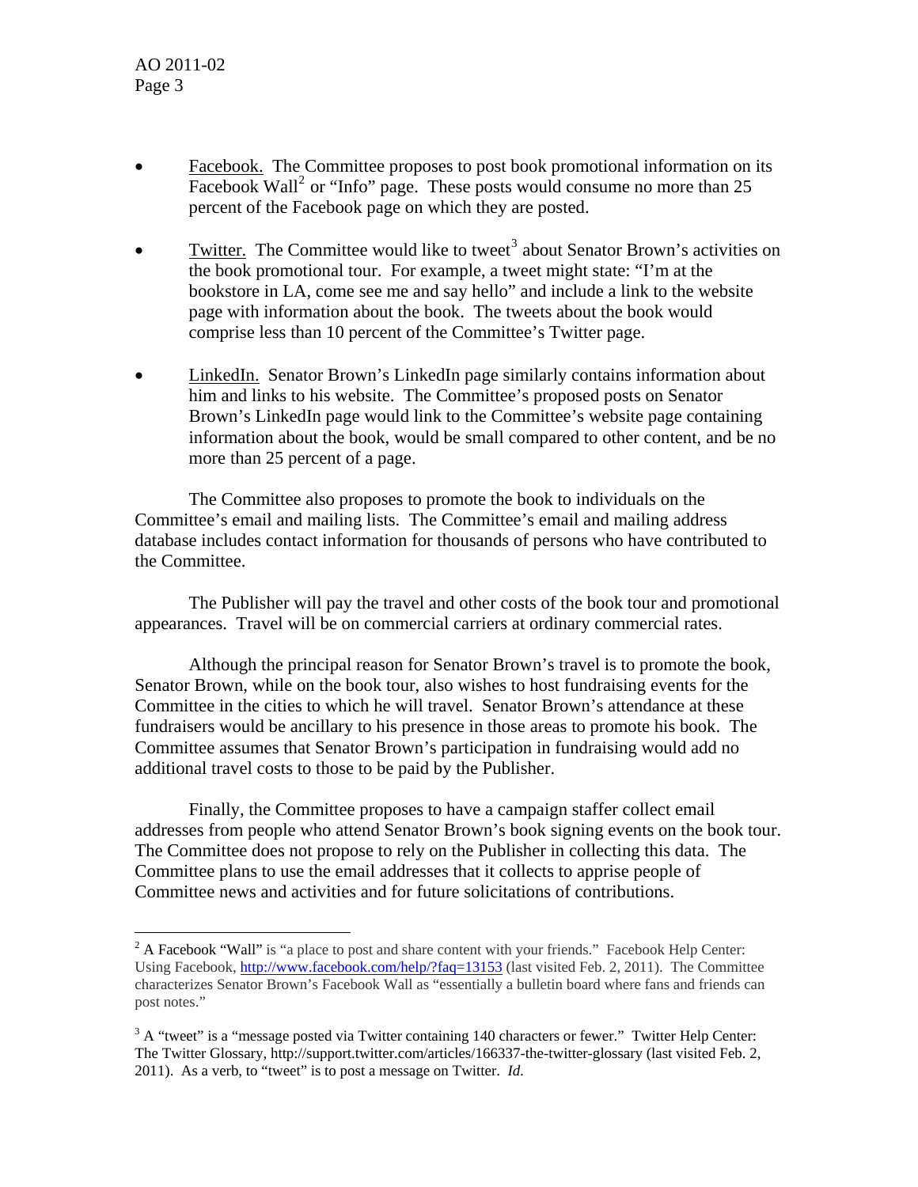- Facebook. The Committee proposes to post book promotional information on its Facebook Wall[2] or "Info" page. These posts would consume no more than 25 percent of the Facebook page on which they are posted.

- Twitter. The Committee would like to tweet[3] about Senator Brown's activities on the book promotional tour. For example, a tweet might state: "I'm at the bookstore in LA, come see me and say hello" and include a link to the website page with information about the book. The tweets about the book would comprise less than 10 percent of the Committee's Twitter page.

- LinkedIn. Senator Brown's LinkedIn page similarly contains information about him and links to his website. The Committee's proposed posts on Senator Brown's LinkedIn page would link to the Committee's website page containing information about the book, would be small compared to other content, and be no more than 25 percent of a page.

The Committee also proposes to promote the book to individuals on the Committee's email and mailing lists. The Committee's email and mailing address database includes contact information for thousands of persons who have contributed to the Committee.

The Publisher will pay the travel and other costs of the book tour and promotional appearances. Travel will be on commercial carriers at ordinary commercial rates.

Although the principal reason for Senator Brown's travel is to promote the book, Senator Brown, while on the book tour, also wishes to host fundraising events for the Committee in the cities to which he will travel. Senator Brown's attendance at these fundraisers would be ancillary to his presence in those areas to promote his book. The Committee assumes that Senator Brown's participation in fundraising would add no additional travel costs to those to be paid by the Publisher.

Finally, the Committee proposes to have a campaign staffer collect email addresses from people who attend Senator Brown's book signing events on the book tour. The Committee does not propose to rely on the Publisher in collecting this data. The Committee plans to use the email addresses that it collects to apprise people of Committee news and activities and for future solicitations of contributions.

---

[2] A Facebook "Wall" is "a place to post and share content with your friends." Facebook Help Center: Using Facebook, http://www.facebook.com/help/?faq=13153 (last visited Feb. 2, 2011). The Committee characterizes Senator Brown's Facebook Wall as "essentially a bulletin board where fans and friends can post notes."

[3] A "tweet" is a "message posted via Twitter containing 140 characters or fewer." Twitter Help Center: The Twitter Glossary, http://support.twitter.com/articles/166337-the-twitter-glossary (last visited Feb. 2, 2011). As a verb, to "tweet" is to post a message on Twitter. *Id.*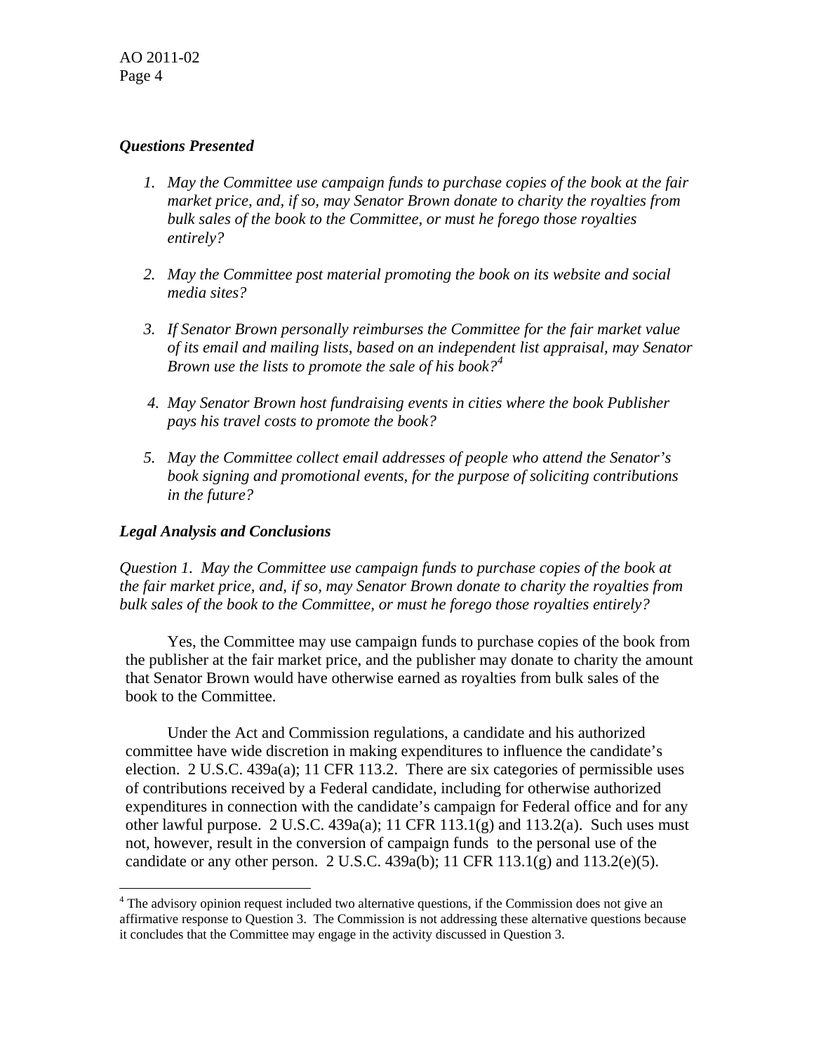### *Questions Presented*

1. *May the Committee use campaign funds to purchase copies of the book at the fair market price, and, if so, may Senator Brown donate to charity the royalties from bulk sales of the book to the Committee, or must he forego those royalties entirely?*

2. *May the Committee post material promoting the book on its website and social media sites?*

3. *If Senator Brown personally reimburses the Committee for the fair market value of its email and mailing lists, based on an independent list appraisal, may Senator Brown use the lists to promote the sale of his book?*[4]

4. *May Senator Brown host fundraising events in cities where the book Publisher pays his travel costs to promote the book?*

5. *May the Committee collect email addresses of people who attend the Senator's book signing and promotional events, for the purpose of soliciting contributions in the future?*

### *Legal Analysis and Conclusions*

*Question 1. May the Committee use campaign funds to purchase copies of the book at the fair market price, and, if so, may Senator Brown donate to charity the royalties from bulk sales of the book to the Committee, or must he forego those royalties entirely?*

Yes, the Committee may use campaign funds to purchase copies of the book from the publisher at the fair market price, and the publisher may donate to charity the amount that Senator Brown would have otherwise earned as royalties from bulk sales of the book to the Committee.

Under the Act and Commission regulations, a candidate and his authorized committee have wide discretion in making expenditures to influence the candidate's election. 2 U.S.C. 439a(a); 11 CFR 113.2. There are six categories of permissible uses of contributions received by a Federal candidate, including for otherwise authorized expenditures in connection with the candidate's campaign for Federal office and for any other lawful purpose. 2 U.S.C. 439a(a); 11 CFR 113.1(g) and 113.2(a). Such uses must not, however, result in the conversion of campaign funds to the personal use of the candidate or any other person. 2 U.S.C. 439a(b); 11 CFR 113.1(g) and 113.2(e)(5).

---

[4] The advisory opinion request included two alternative questions, if the Commission does not give an affirmative response to Question 3. The Commission is not addressing these alternative questions because it concludes that the Committee may engage in the activity discussed in Question 3.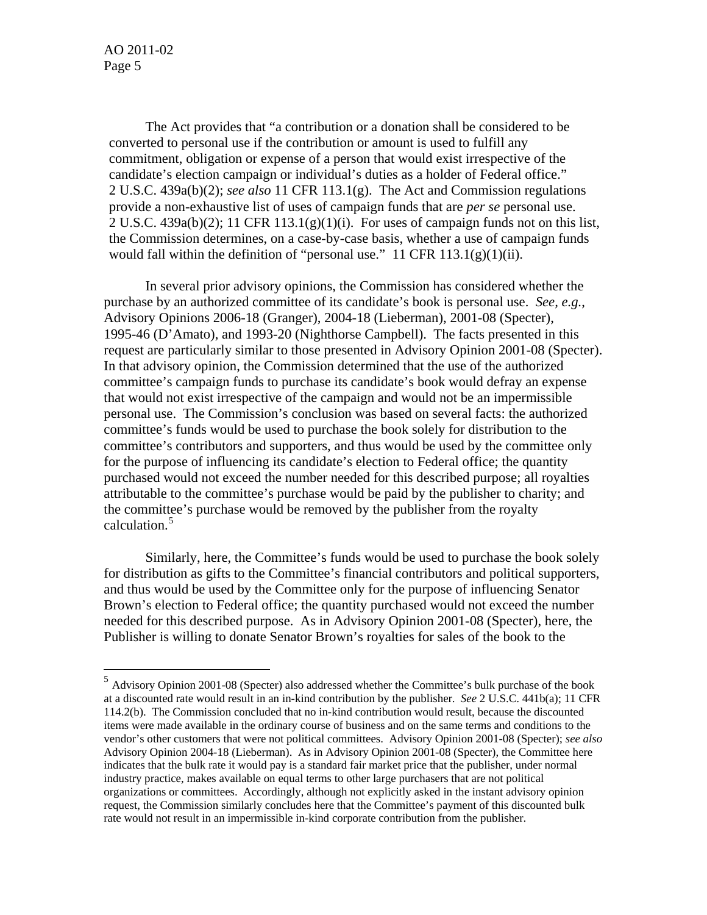The Act provides that "a contribution or a donation shall be considered to be converted to personal use if the contribution or amount is used to fulfill any commitment, obligation or expense of a person that would exist irrespective of the candidate's election campaign or individual's duties as a holder of Federal office." 2 U.S.C. 439a(b)(2); *see also* 11 CFR 113.1(g). The Act and Commission regulations provide a non-exhaustive list of uses of campaign funds that are *per se* personal use. 2 U.S.C. 439a(b)(2); 11 CFR 113.1(g)(1)(i). For uses of campaign funds not on this list, the Commission determines, on a case-by-case basis, whether a use of campaign funds would fall within the definition of "personal use." 11 CFR 113.1(g)(1)(ii).

In several prior advisory opinions, the Commission has considered whether the purchase by an authorized committee of its candidate's book is personal use. *See*, *e.g.*, Advisory Opinions 2006-18 (Granger), 2004-18 (Lieberman), 2001-08 (Specter), 1995-46 (D'Amato), and 1993-20 (Nighthorse Campbell). The facts presented in this request are particularly similar to those presented in Advisory Opinion 2001-08 (Specter). In that advisory opinion, the Commission determined that the use of the authorized committee's campaign funds to purchase its candidate's book would defray an expense that would not exist irrespective of the campaign and would not be an impermissible personal use. The Commission's conclusion was based on several facts: the authorized committee's funds would be used to purchase the book solely for distribution to the committee's contributors and supporters, and thus would be used by the committee only for the purpose of influencing its candidate's election to Federal office; the quantity purchased would not exceed the number needed for this described purpose; all royalties attributable to the committee's purchase would be paid by the publisher to charity; and the committee's purchase would be removed by the publisher from the royalty calculation.[5]

Similarly, here, the Committee's funds would be used to purchase the book solely for distribution as gifts to the Committee's financial contributors and political supporters, and thus would be used by the Committee only for the purpose of influencing Senator Brown's election to Federal office; the quantity purchased would not exceed the number needed for this described purpose. As in Advisory Opinion 2001-08 (Specter), here, the Publisher is willing to donate Senator Brown's royalties for sales of the book to the

[5] Advisory Opinion 2001-08 (Specter) also addressed whether the Committee's bulk purchase of the book at a discounted rate would result in an in-kind contribution by the publisher. *See* 2 U.S.C. 441b(a); 11 CFR 114.2(b). The Commission concluded that no in-kind contribution would result, because the discounted items were made available in the ordinary course of business and on the same terms and conditions to the vendor's other customers that were not political committees. Advisory Opinion 2001-08 (Specter); *see also* Advisory Opinion 2004-18 (Lieberman). As in Advisory Opinion 2001-08 (Specter), the Committee here indicates that the bulk rate it would pay is a standard fair market price that the publisher, under normal industry practice, makes available on equal terms to other large purchasers that are not political organizations or committees. Accordingly, although not explicitly asked in the instant advisory opinion request, the Commission similarly concludes here that the Committee's payment of this discounted bulk rate would not result in an impermissible in-kind corporate contribution from the publisher.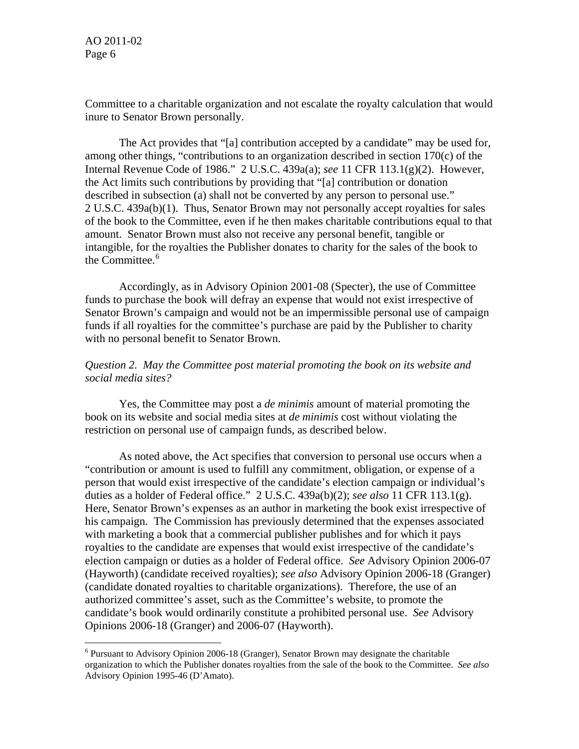Committee to a charitable organization and not escalate the royalty calculation that would inure to Senator Brown personally.

The Act provides that "[a] contribution accepted by a candidate" may be used for, among other things, "contributions to an organization described in section 170(c) of the Internal Revenue Code of 1986." 2 U.S.C. 439a(a); *see* 11 CFR 113.1(g)(2). However, the Act limits such contributions by providing that "[a] contribution or donation described in subsection (a) shall not be converted by any person to personal use." 2 U.S.C. 439a(b)(1). Thus, Senator Brown may not personally accept royalties for sales of the book to the Committee, even if he then makes charitable contributions equal to that amount. Senator Brown must also not receive any personal benefit, tangible or intangible, for the royalties the Publisher donates to charity for the sales of the book to the Committee.[6]

Accordingly, as in Advisory Opinion 2001-08 (Specter), the use of Committee funds to purchase the book will defray an expense that would not exist irrespective of Senator Brown's campaign and would not be an impermissible personal use of campaign funds if all royalties for the committee's purchase are paid by the Publisher to charity with no personal benefit to Senator Brown.

*Question 2. May the Committee post material promoting the book on its website and social media sites?*

Yes, the Committee may post a *de minimis* amount of material promoting the book on its website and social media sites at *de minimis* cost without violating the restriction on personal use of campaign funds, as described below.

As noted above, the Act specifies that conversion to personal use occurs when a "contribution or amount is used to fulfill any commitment, obligation, or expense of a person that would exist irrespective of the candidate's election campaign or individual's duties as a holder of Federal office." 2 U.S.C. 439a(b)(2); *see also* 11 CFR 113.1(g). Here, Senator Brown's expenses as an author in marketing the book exist irrespective of his campaign. The Commission has previously determined that the expenses associated with marketing a book that a commercial publisher publishes and for which it pays royalties to the candidate are expenses that would exist irrespective of the candidate's election campaign or duties as a holder of Federal office. *See* Advisory Opinion 2006-07 (Hayworth) (candidate received royalties); *see also* Advisory Opinion 2006-18 (Granger) (candidate donated royalties to charitable organizations). Therefore, the use of an authorized committee's asset, such as the Committee's website, to promote the candidate's book would ordinarily constitute a prohibited personal use. *See* Advisory Opinions 2006-18 (Granger) and 2006-07 (Hayworth).

---

[6] Pursuant to Advisory Opinion 2006-18 (Granger), Senator Brown may designate the charitable organization to which the Publisher donates royalties from the sale of the book to the Committee. *See also* Advisory Opinion 1995-46 (D'Amato).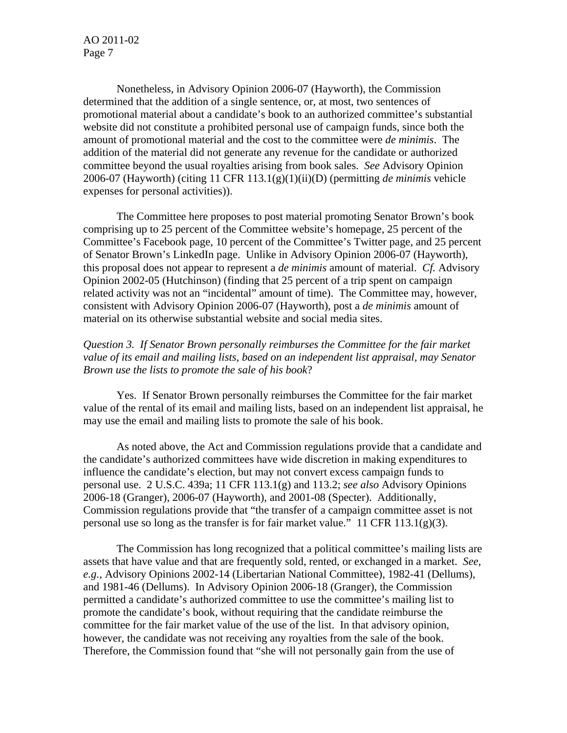Nonetheless, in Advisory Opinion 2006-07 (Hayworth), the Commission determined that the addition of a single sentence, or, at most, two sentences of promotional material about a candidate's book to an authorized committee's substantial website did not constitute a prohibited personal use of campaign funds, since both the amount of promotional material and the cost to the committee were *de minimis*. The addition of the material did not generate any revenue for the candidate or authorized committee beyond the usual royalties arising from book sales. *See* Advisory Opinion 2006-07 (Hayworth) (citing 11 CFR 113.1(g)(1)(ii)(D) (permitting *de minimis* vehicle expenses for personal activities)).

The Committee here proposes to post material promoting Senator Brown's book comprising up to 25 percent of the Committee website's homepage, 25 percent of the Committee's Facebook page, 10 percent of the Committee's Twitter page, and 25 percent of Senator Brown's LinkedIn page. Unlike in Advisory Opinion 2006-07 (Hayworth), this proposal does not appear to represent a *de minimis* amount of material. *Cf.* Advisory Opinion 2002-05 (Hutchinson) (finding that 25 percent of a trip spent on campaign related activity was not an "incidental" amount of time). The Committee may, however, consistent with Advisory Opinion 2006-07 (Hayworth), post a *de minimis* amount of material on its otherwise substantial website and social media sites.

*Question 3. If Senator Brown personally reimburses the Committee for the fair market value of its email and mailing lists, based on an independent list appraisal, may Senator Brown use the lists to promote the sale of his book*?

Yes. If Senator Brown personally reimburses the Committee for the fair market value of the rental of its email and mailing lists, based on an independent list appraisal, he may use the email and mailing lists to promote the sale of his book.

As noted above, the Act and Commission regulations provide that a candidate and the candidate's authorized committees have wide discretion in making expenditures to influence the candidate's election, but may not convert excess campaign funds to personal use. 2 U.S.C. 439a; 11 CFR 113.1(g) and 113.2; *see also* Advisory Opinions 2006-18 (Granger), 2006-07 (Hayworth), and 2001-08 (Specter). Additionally, Commission regulations provide that "the transfer of a campaign committee asset is not personal use so long as the transfer is for fair market value." 11 CFR 113.1(g)(3).

The Commission has long recognized that a political committee's mailing lists are assets that have value and that are frequently sold, rented, or exchanged in a market. *See, e.g.*, Advisory Opinions 2002-14 (Libertarian National Committee), 1982-41 (Dellums), and 1981-46 (Dellums). In Advisory Opinion 2006-18 (Granger), the Commission permitted a candidate's authorized committee to use the committee's mailing list to promote the candidate's book, without requiring that the candidate reimburse the committee for the fair market value of the use of the list. In that advisory opinion, however, the candidate was not receiving any royalties from the sale of the book. Therefore, the Commission found that "she will not personally gain from the use of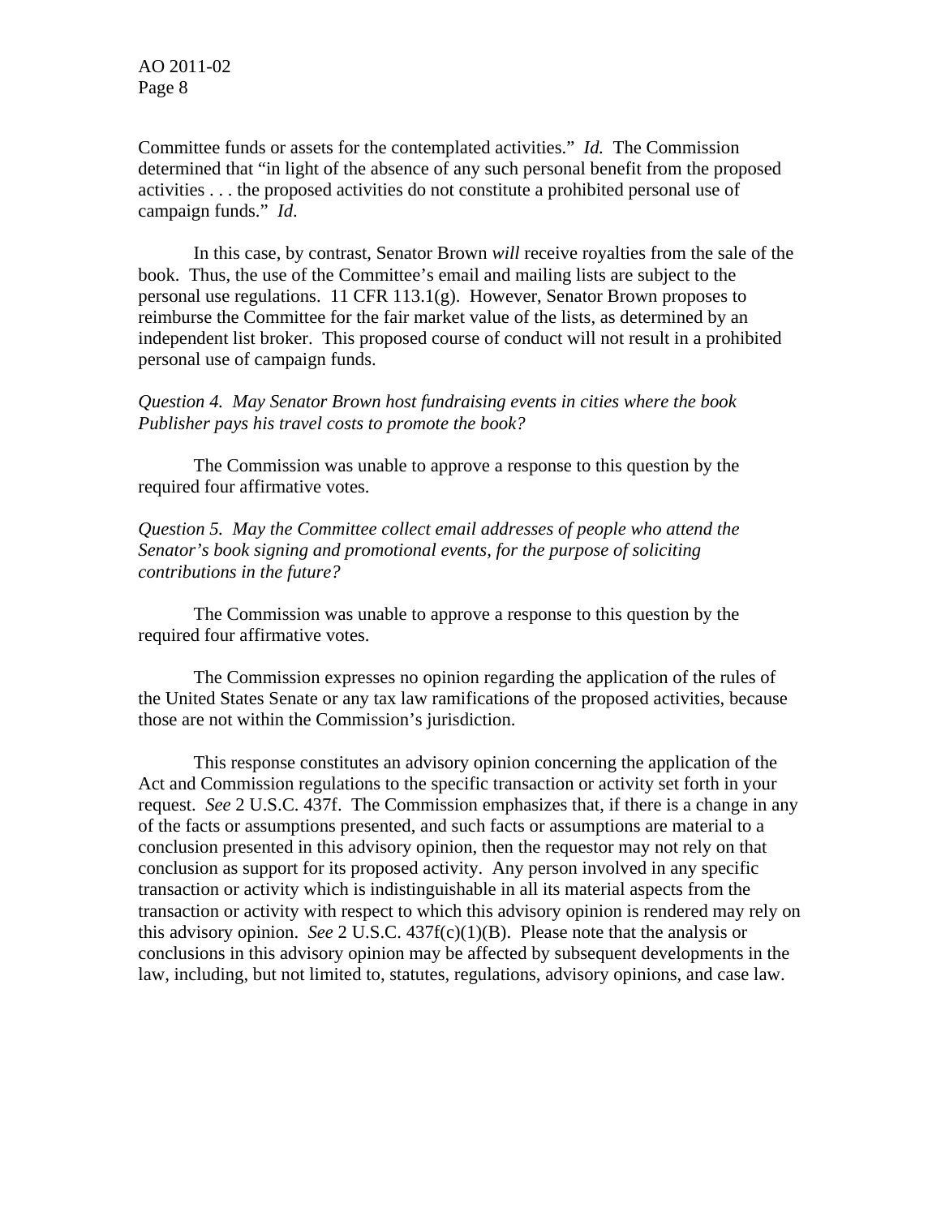Committee funds or assets for the contemplated activities." *Id.* The Commission determined that "in light of the absence of any such personal benefit from the proposed activities . . . the proposed activities do not constitute a prohibited personal use of campaign funds." *Id*.

In this case, by contrast, Senator Brown *will* receive royalties from the sale of the book. Thus, the use of the Committee's email and mailing lists are subject to the personal use regulations. 11 CFR 113.1(g). However, Senator Brown proposes to reimburse the Committee for the fair market value of the lists, as determined by an independent list broker. This proposed course of conduct will not result in a prohibited personal use of campaign funds.

*Question 4. May Senator Brown host fundraising events in cities where the book Publisher pays his travel costs to promote the book?*

The Commission was unable to approve a response to this question by the required four affirmative votes.

*Question 5. May the Committee collect email addresses of people who attend the Senator's book signing and promotional events, for the purpose of soliciting contributions in the future?*

The Commission was unable to approve a response to this question by the required four affirmative votes.

The Commission expresses no opinion regarding the application of the rules of the United States Senate or any tax law ramifications of the proposed activities, because those are not within the Commission's jurisdiction.

This response constitutes an advisory opinion concerning the application of the Act and Commission regulations to the specific transaction or activity set forth in your request. *See* 2 U.S.C. 437f. The Commission emphasizes that, if there is a change in any of the facts or assumptions presented, and such facts or assumptions are material to a conclusion presented in this advisory opinion, then the requestor may not rely on that conclusion as support for its proposed activity. Any person involved in any specific transaction or activity which is indistinguishable in all its material aspects from the transaction or activity with respect to which this advisory opinion is rendered may rely on this advisory opinion. *See* 2 U.S.C. 437f(c)(1)(B). Please note that the analysis or conclusions in this advisory opinion may be affected by subsequent developments in the law, including, but not limited to, statutes, regulations, advisory opinions, and case law.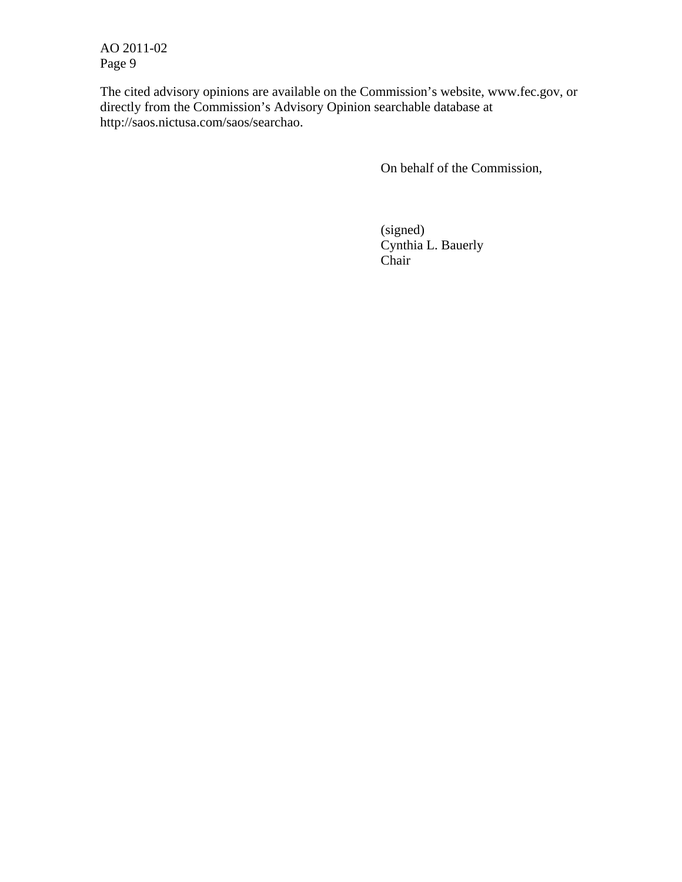The cited advisory opinions are available on the Commission's website, www.fec.gov, or directly from the Commission's Advisory Opinion searchable database at http://saos.nictusa.com/saos/searchao.

On behalf of the Commission,

(signed)
Cynthia L. Bauerly
Chair